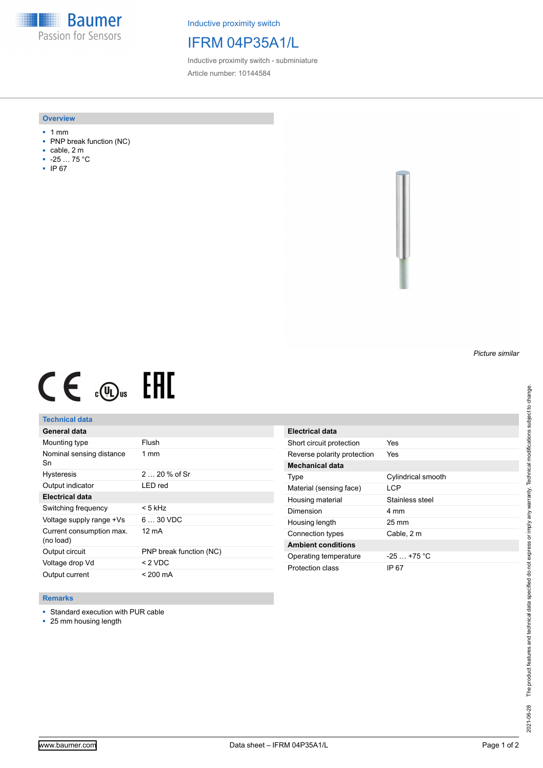Baumer
Passion for Sensors

Inductive proximity switch

# IFRM 04P35A1/L

Inductive proximity switch - subminiature

Article number: 10144584

## Overview

- 1 mm
- PNP break function (NC)
- cable, 2 m
- -25 … 75 °C
- IP 67

*Picture similar*

## Technical data

| General data | |
|---|---|
| Mounting type | Flush |
| Nominal sensing distance Sn | 1 mm |
| Hysteresis | 2 … 20 % of Sr |
| Output indicator | LED red |
| **Electrical data** | |
| Switching frequency | < 5 kHz |
| Voltage supply range +Vs | 6 … 30 VDC |
| Current consumption max. (no load) | 12 mA |
| Output circuit | PNP break function (NC) |
| Voltage drop Vd | < 2 VDC |
| Output current | < 200 mA |

| Electrical data | |
|---|---|
| Short circuit protection | Yes |
| Reverse polarity protection | Yes |
| **Mechanical data** | |
| Type | Cylindrical smooth |
| Material (sensing face) | LCP |
| Housing material | Stainless steel |
| Dimension | 4 mm |
| Housing length | 25 mm |
| Connection types | Cable, 2 m |
| **Ambient conditions** | |
| Operating temperature | -25 … +75 °C |
| Protection class | IP 67 |

## Remarks

- Standard execution with PUR cable
- 25 mm housing length

2021-06-28 The product features and technical data specified do not express or imply any warranty. Technical modifications subject to change.

www.baumer.com Data sheet – IFRM 04P35A1/L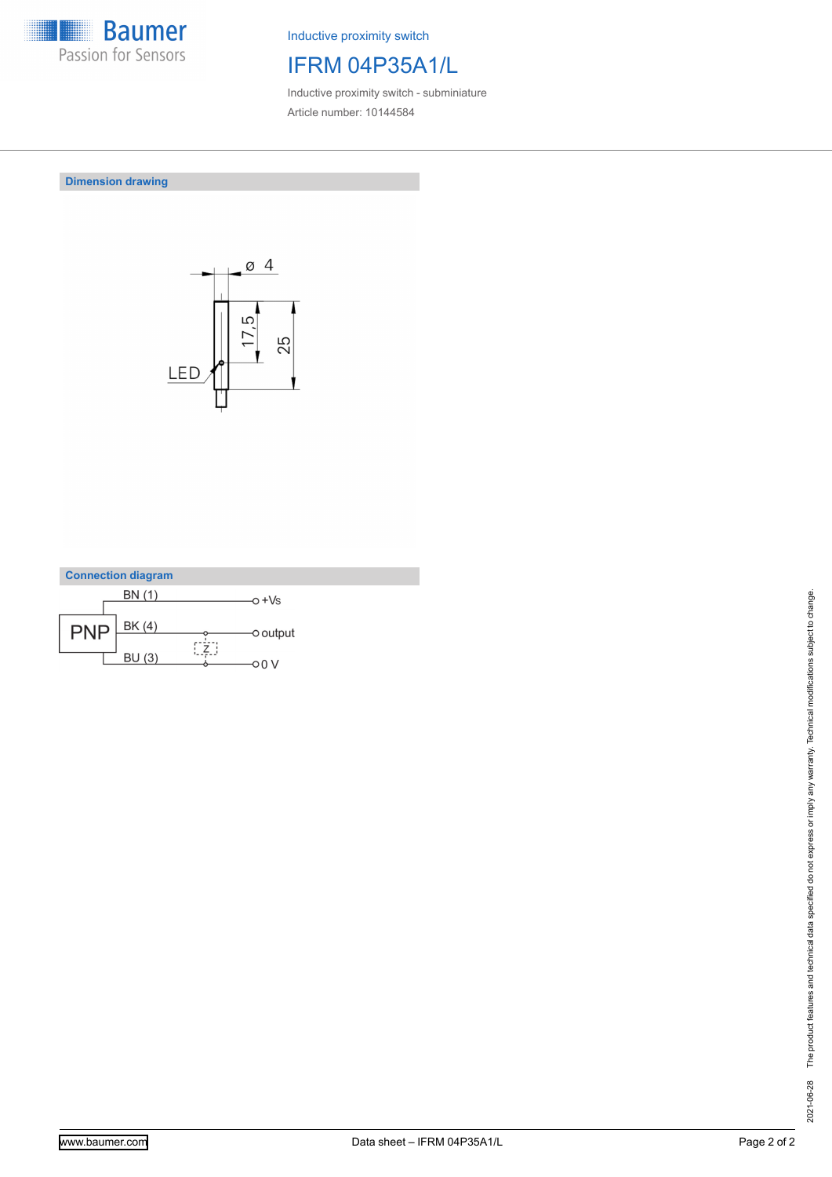Inductive proximity switch

# IFRM 04P35A1/L

Inductive proximity switch - subminiature

Article number: 10144584

## Dimension drawing

ø 4

17,5

25

LED

## Connection diagram

PNP

BN (1) +Vs

BK (4) output

Z

BU (3) 0 V

2021-06-28 The product features and technical data specified do not express or imply any warranty. Technical modifications subject to change.